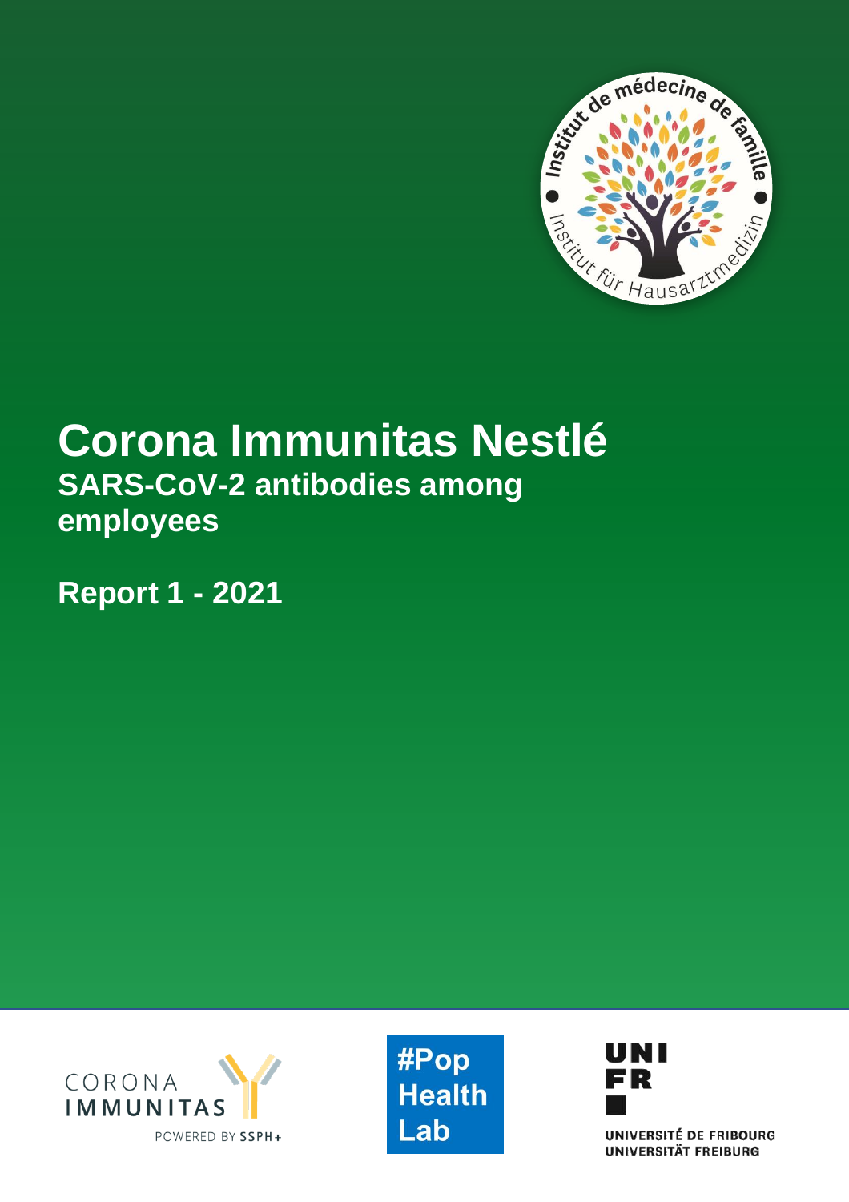# Corona Immunitas Nestlé

## SARS-CoV-2 antibodies among employees

## Report 1 - 2021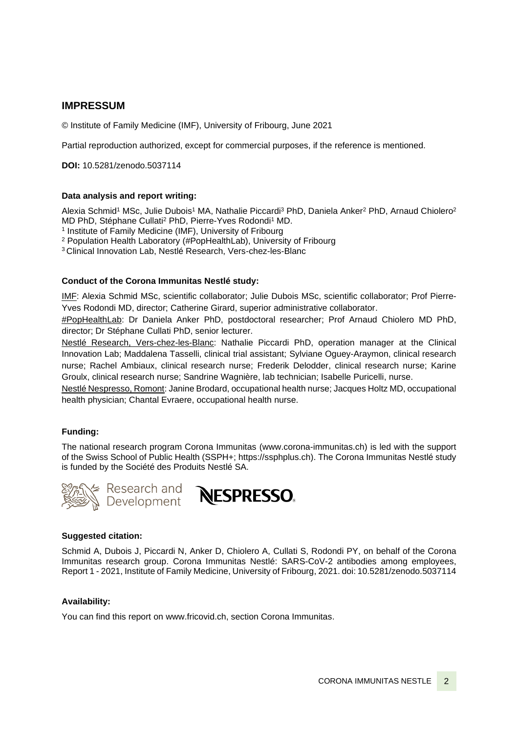## IMPRESSUM

© Institute of Family Medicine (IMF), University of Fribourg, June 2021

Partial reproduction authorized, except for commercial purposes, if the reference is mentioned.

**DOI:** 10.5281/zenodo.5037114

**Data analysis and report writing:**

Alexia Schmid[1] MSc, Julie Dubois[1] MA, Nathalie Piccardi[3] PhD, Daniela Anker[2] PhD, Arnaud Chiolero[2] MD PhD, Stéphane Cullati[2] PhD, Pierre-Yves Rodondi[1] MD.
[1] Institute of Family Medicine (IMF), University of Fribourg
[2] Population Health Laboratory (#PopHealthLab), University of Fribourg
[3] Clinical Innovation Lab, Nestlé Research, Vers-chez-les-Blanc

**Conduct of the Corona Immunitas Nestlé study:**

IMF: Alexia Schmid MSc, scientific collaborator; Julie Dubois MSc, scientific collaborator; Prof Pierre-Yves Rodondi MD, director; Catherine Girard, superior administrative collaborator.
#PopHealthLab: Dr Daniela Anker PhD, postdoctoral researcher; Prof Arnaud Chiolero MD PhD, director; Dr Stéphane Cullati PhD, senior lecturer.
Nestlé Research, Vers-chez-les-Blanc: Nathalie Piccardi PhD, operation manager at the Clinical Innovation Lab; Maddalena Tasselli, clinical trial assistant; Sylviane Oguey-Araymon, clinical research nurse; Rachel Ambiaux, clinical research nurse; Frederik Delodder, clinical research nurse; Karine Groulx, clinical research nurse; Sandrine Wagnière, lab technician; Isabelle Puricelli, nurse.
Nestlé Nespresso, Romont: Janine Brodard, occupational health nurse; Jacques Holtz MD, occupational health physician; Chantal Evraere, occupational health nurse.

**Funding:**

The national research program Corona Immunitas (www.corona-immunitas.ch) is led with the support of the Swiss School of Public Health (SSPH+; https://ssphplus.ch). The Corona Immunitas Nestlé study is funded by the Société des Produits Nestlé SA.

Research and Development NESPRESSO

**Suggested citation:**

Schmid A, Dubois J, Piccardi N, Anker D, Chiolero A, Cullati S, Rodondi PY, on behalf of the Corona Immunitas research group. Corona Immunitas Nestlé: SARS-CoV-2 antibodies among employees, Report 1 - 2021, Institute of Family Medicine, University of Fribourg, 2021. doi: 10.5281/zenodo.5037114

**Availability:**

You can find this report on www.fricovid.ch, section Corona Immunitas.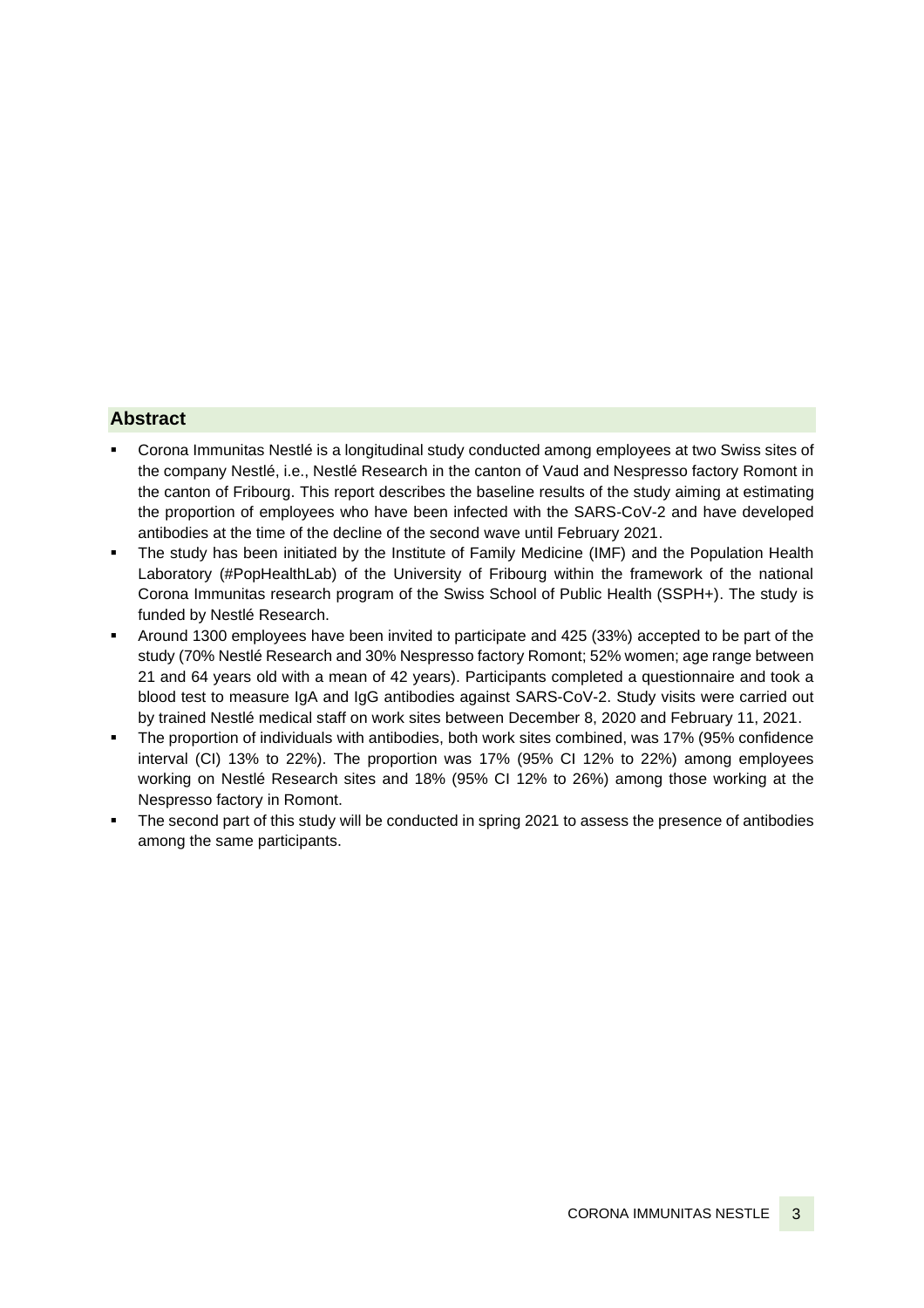## Abstract

- Corona Immunitas Nestlé is a longitudinal study conducted among employees at two Swiss sites of the company Nestlé, i.e., Nestlé Research in the canton of Vaud and Nespresso factory Romont in the canton of Fribourg. This report describes the baseline results of the study aiming at estimating the proportion of employees who have been infected with the SARS-CoV-2 and have developed antibodies at the time of the decline of the second wave until February 2021.
- The study has been initiated by the Institute of Family Medicine (IMF) and the Population Health Laboratory (#PopHealthLab) of the University of Fribourg within the framework of the national Corona Immunitas research program of the Swiss School of Public Health (SSPH+). The study is funded by Nestlé Research.
- Around 1300 employees have been invited to participate and 425 (33%) accepted to be part of the study (70% Nestlé Research and 30% Nespresso factory Romont; 52% women; age range between 21 and 64 years old with a mean of 42 years). Participants completed a questionnaire and took a blood test to measure IgA and IgG antibodies against SARS-CoV-2. Study visits were carried out by trained Nestlé medical staff on work sites between December 8, 2020 and February 11, 2021.
- The proportion of individuals with antibodies, both work sites combined, was 17% (95% confidence interval (CI) 13% to 22%). The proportion was 17% (95% CI 12% to 22%) among employees working on Nestlé Research sites and 18% (95% CI 12% to 26%) among those working at the Nespresso factory in Romont.
- The second part of this study will be conducted in spring 2021 to assess the presence of antibodies among the same participants.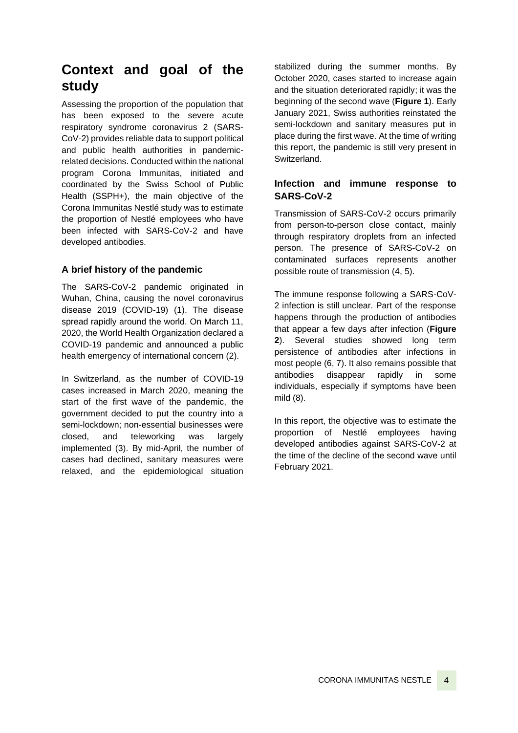# Context and goal of the study

Assessing the proportion of the population that has been exposed to the severe acute respiratory syndrome coronavirus 2 (SARS-CoV-2) provides reliable data to support political and public health authorities in pandemic-related decisions. Conducted within the national program Corona Immunitas, initiated and coordinated by the Swiss School of Public Health (SSPH+), the main objective of the Corona Immunitas Nestlé study was to estimate the proportion of Nestlé employees who have been infected with SARS-CoV-2 and have developed antibodies.

### A brief history of the pandemic

The SARS-CoV-2 pandemic originated in Wuhan, China, causing the novel coronavirus disease 2019 (COVID-19) (1). The disease spread rapidly around the world. On March 11, 2020, the World Health Organization declared a COVID-19 pandemic and announced a public health emergency of international concern (2).

In Switzerland, as the number of COVID-19 cases increased in March 2020, meaning the start of the first wave of the pandemic, the government decided to put the country into a semi-lockdown; non-essential businesses were closed, and teleworking was largely implemented (3). By mid-April, the number of cases had declined, sanitary measures were relaxed, and the epidemiological situation stabilized during the summer months. By October 2020, cases started to increase again and the situation deteriorated rapidly; it was the beginning of the second wave (**Figure 1**). Early January 2021, Swiss authorities reinstated the semi-lockdown and sanitary measures put in place during the first wave. At the time of writing this report, the pandemic is still very present in Switzerland.

### Infection and immune response to SARS-CoV-2

Transmission of SARS-CoV-2 occurs primarily from person-to-person close contact, mainly through respiratory droplets from an infected person. The presence of SARS-CoV-2 on contaminated surfaces represents another possible route of transmission (4, 5).

The immune response following a SARS-CoV-2 infection is still unclear. Part of the response happens through the production of antibodies that appear a few days after infection (**Figure 2**). Several studies showed long term persistence of antibodies after infections in most people (6, 7). It also remains possible that antibodies disappear rapidly in some individuals, especially if symptoms have been mild (8).

In this report, the objective was to estimate the proportion of Nestlé employees having developed antibodies against SARS-CoV-2 at the time of the decline of the second wave until February 2021.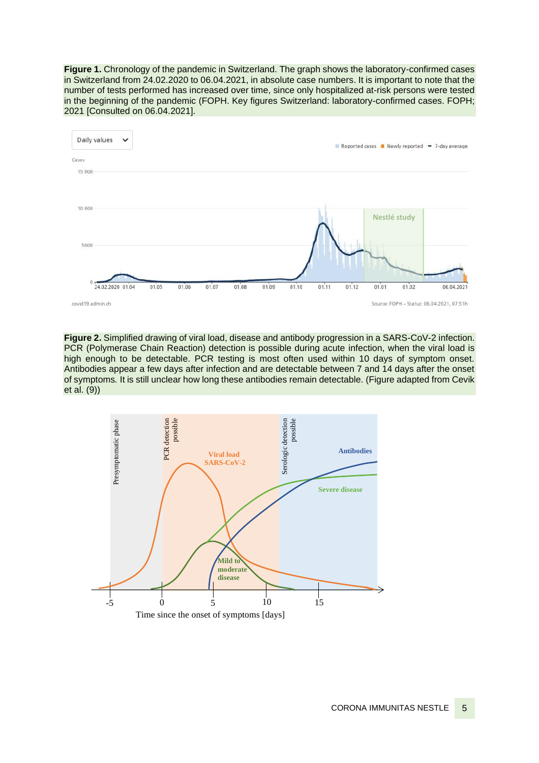**Figure 1.** Chronology of the pandemic in Switzerland. The graph shows the laboratory-confirmed cases in Switzerland from 24.02.2020 to 06.04.2021, in absolute case numbers. It is important to note that the number of tests performed has increased over time, since only hospitalized at-risk persons were tested in the beginning of the pandemic (FOPH. Key figures Switzerland: laboratory-confirmed cases. FOPH; 2021 [Consulted on 06.04.2021].

Daily values

Reported cases
Newly reported
7-day average

Cases

15 000
10 000
5000
0

Nestlé study

24.02.2020 01.04 01.05 01.06 01.07 01.08 01.09 01.10 01.11 01.12 01.01 01.02 06.04.2021

covid19.admin.ch

Source: FOPH – Status: 06.04.2021, 07.51h

**Figure 2.** Simplified drawing of viral load, disease and antibody progression in a SARS-CoV-2 infection. PCR (Polymerase Chain Reaction) detection is possible during acute infection, when the viral load is high enough to be detectable. PCR testing is most often used within 10 days of symptom onset. Antibodies appear a few days after infection and are detectable between 7 and 14 days after the onset of symptoms. It is still unclear how long these antibodies remain detectable. (Figure adapted from Cevik et al. (9))

Presymptomatic phase

PCR detection possible

Serologic detection possible

Viral load SARS-CoV-2

Antibodies

Severe disease

Mild to moderate disease

-5 0 5 10 15

Time since the onset of symptoms [days]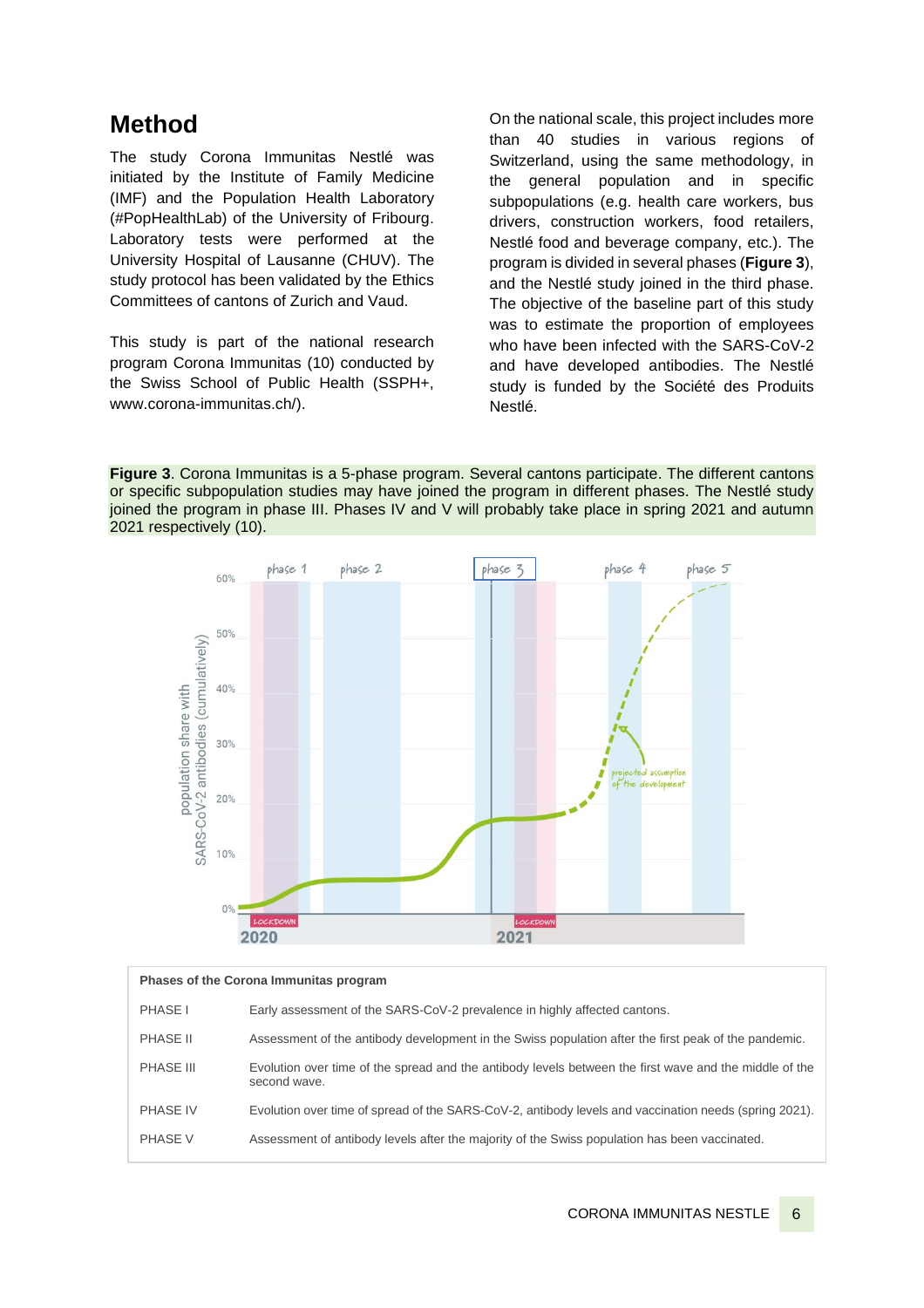## Method

The study Corona Immunitas Nestlé was initiated by the Institute of Family Medicine (IMF) and the Population Health Laboratory (#PopHealthLab) of the University of Fribourg. Laboratory tests were performed at the University Hospital of Lausanne (CHUV). The study protocol has been validated by the Ethics Committees of cantons of Zurich and Vaud.

This study is part of the national research program Corona Immunitas (10) conducted by the Swiss School of Public Health (SSPH+, www.corona-immunitas.ch/).

On the national scale, this project includes more than 40 studies in various regions of Switzerland, using the same methodology, in the general population and in specific subpopulations (e.g. health care workers, bus drivers, construction workers, food retailers, Nestlé food and beverage company, etc.). The program is divided in several phases (**Figure 3**), and the Nestlé study joined in the third phase. The objective of the baseline part of this study was to estimate the proportion of employees who have been infected with the SARS-CoV-2 and have developed antibodies. The Nestlé study is funded by the Société des Produits Nestlé.

**Figure 3**. Corona Immunitas is a 5-phase program. Several cantons participate. The different cantons or specific subpopulation studies may have joined the program in different phases. The Nestlé study joined the program in phase III. Phases IV and V will probably take place in spring 2021 and autumn 2021 respectively (10).

phase 1
phase 2
phase 3
phase 4
phase 5
60%
50%
40%
30%
20%
10%
0%
population share with SARS-CoV-2 antibodies (cumulatively)
projected assumption of the development
LOCKDOWN
LOCKDOWN
2020
2021

**Phases of the Corona Immunitas program**

| | |
|---|---|
| PHASE I | Early assessment of the SARS-CoV-2 prevalence in highly affected cantons. |
| PHASE II | Assessment of the antibody development in the Swiss population after the first peak of the pandemic. |
| PHASE III | Evolution over time of the spread and the antibody levels between the first wave and the middle of the second wave. |
| PHASE IV | Evolution over time of spread of the SARS-CoV-2, antibody levels and vaccination needs (spring 2021). |
| PHASE V | Assessment of antibody levels after the majority of the Swiss population has been vaccinated. |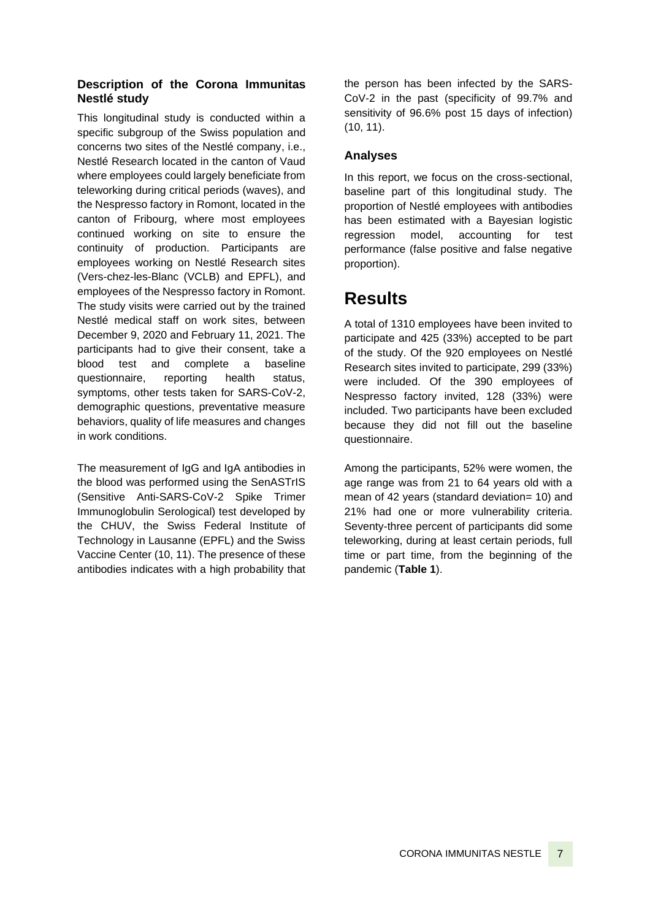### Description of the Corona Immunitas Nestlé study

This longitudinal study is conducted within a specific subgroup of the Swiss population and concerns two sites of the Nestlé company, i.e., Nestlé Research located in the canton of Vaud where employees could largely beneficiate from teleworking during critical periods (waves), and the Nespresso factory in Romont, located in the canton of Fribourg, where most employees continued working on site to ensure the continuity of production. Participants are employees working on Nestlé Research sites (Vers-chez-les-Blanc (VCLB) and EPFL), and employees of the Nespresso factory in Romont. The study visits were carried out by the trained Nestlé medical staff on work sites, between December 9, 2020 and February 11, 2021. The participants had to give their consent, take a blood test and complete a baseline questionnaire, reporting health status, symptoms, other tests taken for SARS-CoV-2, demographic questions, preventative measure behaviors, quality of life measures and changes in work conditions.

The measurement of IgG and IgA antibodies in the blood was performed using the SenASTrIS (Sensitive Anti-SARS-CoV-2 Spike Trimer Immunoglobulin Serological) test developed by the CHUV, the Swiss Federal Institute of Technology in Lausanne (EPFL) and the Swiss Vaccine Center (10, 11). The presence of these antibodies indicates with a high probability that the person has been infected by the SARS-CoV-2 in the past (specificity of 99.7% and sensitivity of 96.6% post 15 days of infection) (10, 11).

### Analyses

In this report, we focus on the cross-sectional, baseline part of this longitudinal study. The proportion of Nestlé employees with antibodies has been estimated with a Bayesian logistic regression model, accounting for test performance (false positive and false negative proportion).

# Results

A total of 1310 employees have been invited to participate and 425 (33%) accepted to be part of the study. Of the 920 employees on Nestlé Research sites invited to participate, 299 (33%) were included. Of the 390 employees of Nespresso factory invited, 128 (33%) were included. Two participants have been excluded because they did not fill out the baseline questionnaire.

Among the participants, 52% were women, the age range was from 21 to 64 years old with a mean of 42 years (standard deviation= 10) and 21% had one or more vulnerability criteria. Seventy-three percent of participants did some teleworking, during at least certain periods, full time or part time, from the beginning of the pandemic (**Table 1**).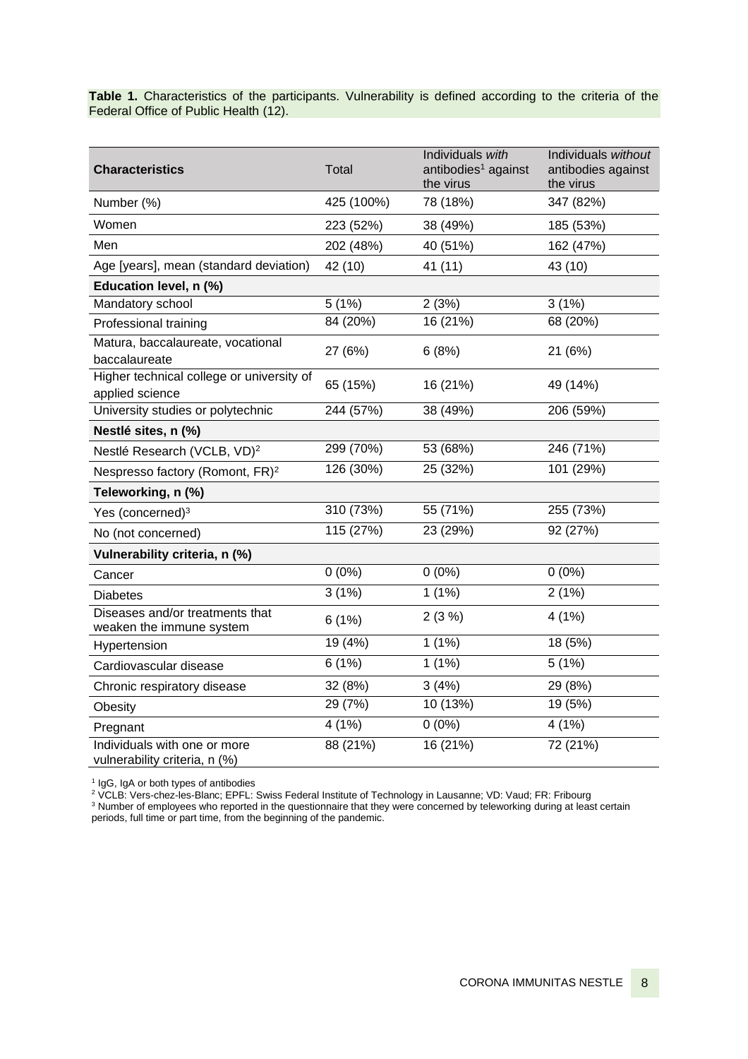**Table 1.** Characteristics of the participants. Vulnerability is defined according to the criteria of the Federal Office of Public Health (12).

| **Characteristics** | Total | Individuals *with* antibodies[1] against the virus | Individuals *without* antibodies against the virus |
|---|---|---|---|
| Number (%) | 425 (100%) | 78 (18%) | 347 (82%) |
| Women | 223 (52%) | 38 (49%) | 185 (53%) |
| Men | 202 (48%) | 40 (51%) | 162 (47%) |
| Age [years], mean (standard deviation) | 42 (10) | 41 (11) | 43 (10) |
| **Education level, n (%)** | | | |
| Mandatory school | 5 (1%) | 2 (3%) | 3 (1%) |
| Professional training | 84 (20%) | 16 (21%) | 68 (20%) |
| Matura, baccalaureate, vocational baccalaureate | 27 (6%) | 6 (8%) | 21 (6%) |
| Higher technical college or university of applied science | 65 (15%) | 16 (21%) | 49 (14%) |
| University studies or polytechnic | 244 (57%) | 38 (49%) | 206 (59%) |
| **Nestlé sites, n (%)** | | | |
| Nestlé Research (VCLB, VD)[2] | 299 (70%) | 53 (68%) | 246 (71%) |
| Nespresso factory (Romont, FR)[2] | 126 (30%) | 25 (32%) | 101 (29%) |
| **Teleworking, n (%)** | | | |
| Yes (concerned)[3] | 310 (73%) | 55 (71%) | 255 (73%) |
| No (not concerned) | 115 (27%) | 23 (29%) | 92 (27%) |
| **Vulnerability criteria, n (%)** | | | |
| Cancer | 0 (0%) | 0 (0%) | 0 (0%) |
| Diabetes | 3 (1%) | 1 (1%) | 2 (1%) |
| Diseases and/or treatments that weaken the immune system | 6 (1%) | 2 (3 %) | 4 (1%) |
| Hypertension | 19 (4%) | 1 (1%) | 18 (5%) |
| Cardiovascular disease | 6 (1%) | 1 (1%) | 5 (1%) |
| Chronic respiratory disease | 32 (8%) | 3 (4%) | 29 (8%) |
| Obesity | 29 (7%) | 10 (13%) | 19 (5%) |
| Pregnant | 4 (1%) | 0 (0%) | 4 (1%) |
| Individuals with one or more vulnerability criteria, n (%) | 88 (21%) | 16 (21%) | 72 (21%) |

[1] IgG, IgA or both types of antibodies
[2] VCLB: Vers-chez-les-Blanc; EPFL: Swiss Federal Institute of Technology in Lausanne; VD: Vaud; FR: Fribourg
[3] Number of employees who reported in the questionnaire that they were concerned by teleworking during at least certain periods, full time or part time, from the beginning of the pandemic.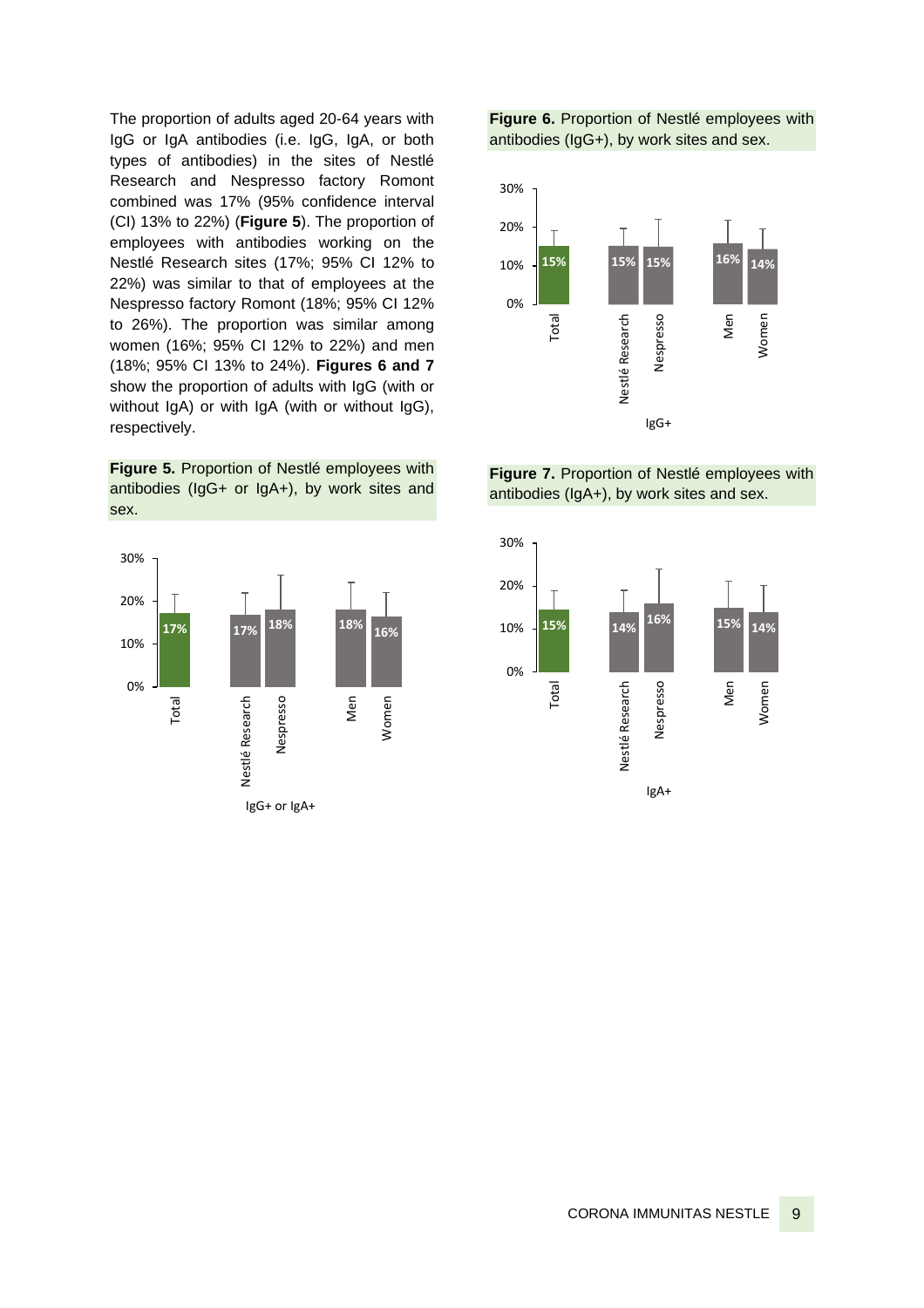The proportion of adults aged 20-64 years with IgG or IgA antibodies (i.e. IgG, IgA, or both types of antibodies) in the sites of Nestlé Research and Nespresso factory Romont combined was 17% (95% confidence interval (CI) 13% to 22%) (**Figure 5**). The proportion of employees with antibodies working on the Nestlé Research sites (17%; 95% CI 12% to 22%) was similar to that of employees at the Nespresso factory Romont (18%; 95% CI 12% to 26%). The proportion was similar among women (16%; 95% CI 12% to 22%) and men (18%; 95% CI 13% to 24%). **Figures 6 and 7** show the proportion of adults with IgG (with or without IgA) or with IgA (with or without IgG), respectively.

**Figure 5.** Proportion of Nestlé employees with antibodies (IgG+ or IgA+), by work sites and sex.

30%
20%
10%
0%
17%
17%
18%
18%
16%
Total
Nestlé Research
Nespresso
Men
Women
IgG+ or IgA+

**Figure 6.** Proportion of Nestlé employees with antibodies (IgG+), by work sites and sex.

30%
20%
10%
0%
15%
15%
15%
16%
14%
Total
Nestlé Research
Nespresso
Men
Women
IgG+

**Figure 7.** Proportion of Nestlé employees with antibodies (IgA+), by work sites and sex.

30%
20%
10%
0%
15%
14%
16%
15%
14%
Total
Nestlé Research
Nespresso
Men
Women
IgA+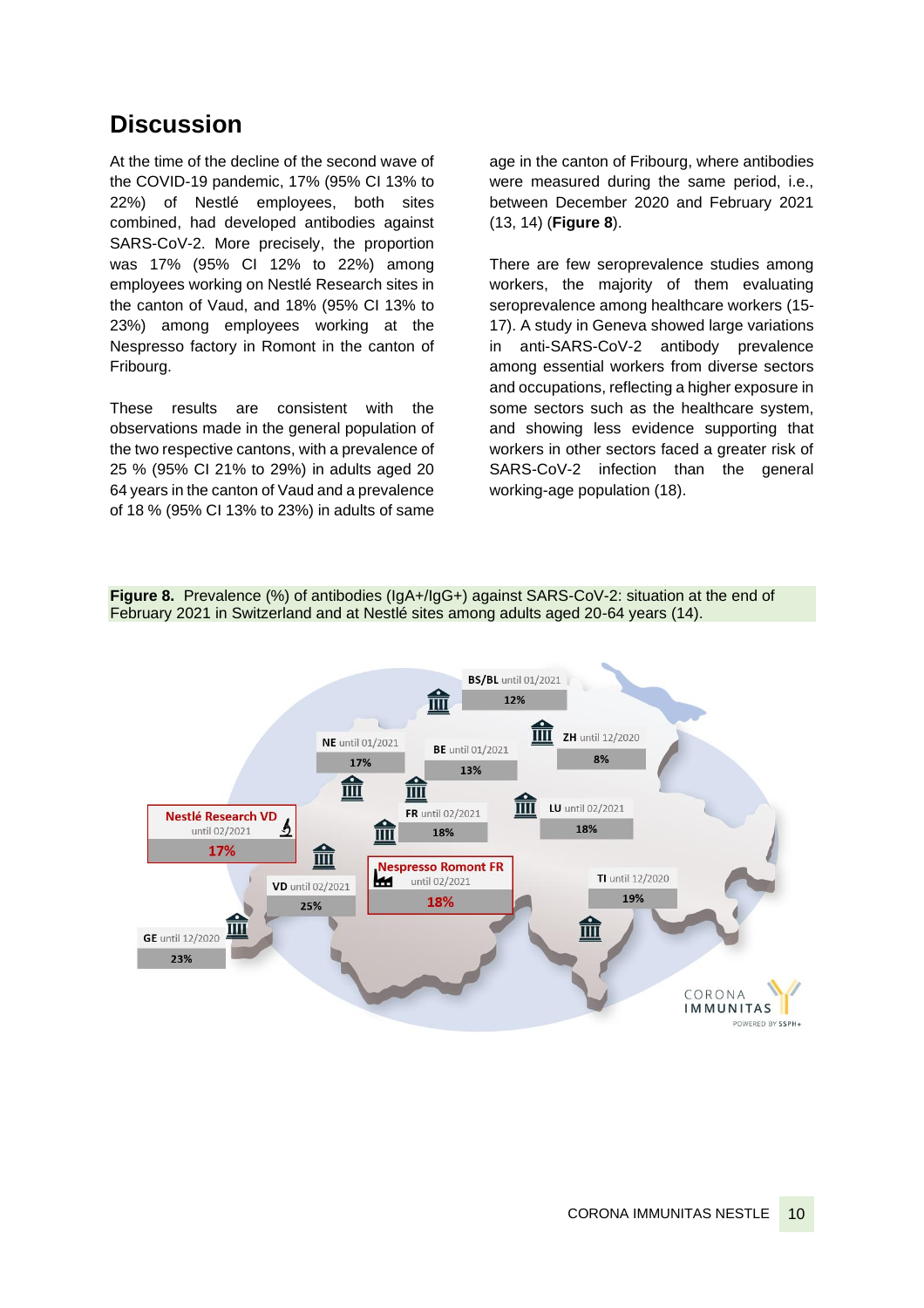## Discussion

At the time of the decline of the second wave of the COVID-19 pandemic, 17% (95% CI 13% to 22%) of Nestlé employees, both sites combined, had developed antibodies against SARS-CoV-2. More precisely, the proportion was 17% (95% CI 12% to 22%) among employees working on Nestlé Research sites in the canton of Vaud, and 18% (95% CI 13% to 23%) among employees working at the Nespresso factory in Romont in the canton of Fribourg.

These results are consistent with the observations made in the general population of the two respective cantons, with a prevalence of 25 % (95% CI 21% to 29%) in adults aged 20 64 years in the canton of Vaud and a prevalence of 18 % (95% CI 13% to 23%) in adults of same age in the canton of Fribourg, where antibodies were measured during the same period, i.e., between December 2020 and February 2021 (13, 14) (**Figure 8**).

There are few seroprevalence studies among workers, the majority of them evaluating seroprevalence among healthcare workers (15-17). A study in Geneva showed large variations in anti-SARS-CoV-2 antibody prevalence among essential workers from diverse sectors and occupations, reflecting a higher exposure in some sectors such as the healthcare system, and showing less evidence supporting that workers in other sectors faced a greater risk of SARS-CoV-2 infection than the general working-age population (18).

**Figure 8.** Prevalence (%) of antibodies (IgA+/IgG+) against SARS-CoV-2: situation at the end of February 2021 in Switzerland and at Nestlé sites among adults aged 20-64 years (14).

BS/BL until 01/2021
12%

ZH until 12/2020
8%

NE until 01/2021
17%

BE until 01/2021
13%

Nestlé Research VD
until 02/2021
17%

FR until 02/2021
18%

LU until 02/2021
18%

Nespresso Romont FR
until 02/2021
18%

VD until 02/2021
25%

TI until 12/2020
19%

GE until 12/2020
23%

CORONA IMMUNITAS
POWERED BY SSPH+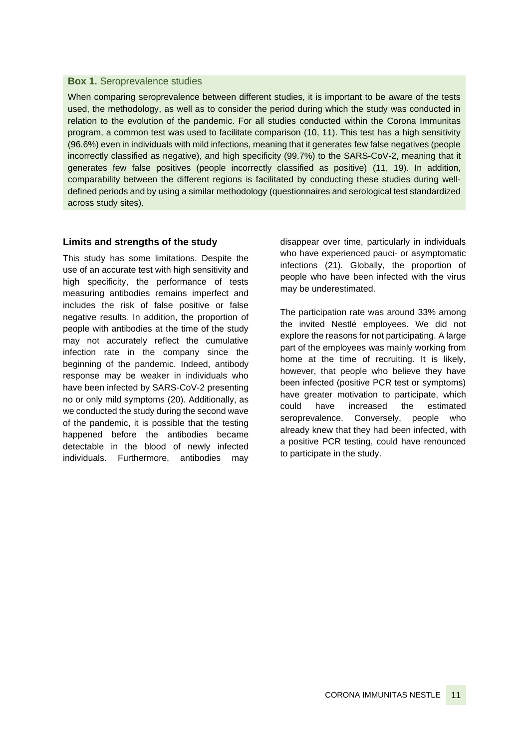**Box 1.** Seroprevalence studies

When comparing seroprevalence between different studies, it is important to be aware of the tests used, the methodology, as well as to consider the period during which the study was conducted in relation to the evolution of the pandemic. For all studies conducted within the Corona Immunitas program, a common test was used to facilitate comparison (10, 11). This test has a high sensitivity (96.6%) even in individuals with mild infections, meaning that it generates few false negatives (people incorrectly classified as negative), and high specificity (99.7%) to the SARS-CoV-2, meaning that it generates few false positives (people incorrectly classified as positive) (11, 19). In addition, comparability between the different regions is facilitated by conducting these studies during well-defined periods and by using a similar methodology (questionnaires and serological test standardized across study sites).

### Limits and strengths of the study

This study has some limitations. Despite the use of an accurate test with high sensitivity and high specificity, the performance of tests measuring antibodies remains imperfect and includes the risk of false positive or false negative results. In addition, the proportion of people with antibodies at the time of the study may not accurately reflect the cumulative infection rate in the company since the beginning of the pandemic. Indeed, antibody response may be weaker in individuals who have been infected by SARS-CoV-2 presenting no or only mild symptoms (20). Additionally, as we conducted the study during the second wave of the pandemic, it is possible that the testing happened before the antibodies became detectable in the blood of newly infected individuals. Furthermore, antibodies may disappear over time, particularly in individuals who have experienced pauci- or asymptomatic infections (21). Globally, the proportion of people who have been infected with the virus may be underestimated.

The participation rate was around 33% among the invited Nestlé employees. We did not explore the reasons for not participating. A large part of the employees was mainly working from home at the time of recruiting. It is likely, however, that people who believe they have been infected (positive PCR test or symptoms) have greater motivation to participate, which could have increased the estimated seroprevalence. Conversely, people who already knew that they had been infected, with a positive PCR testing, could have renounced to participate in the study.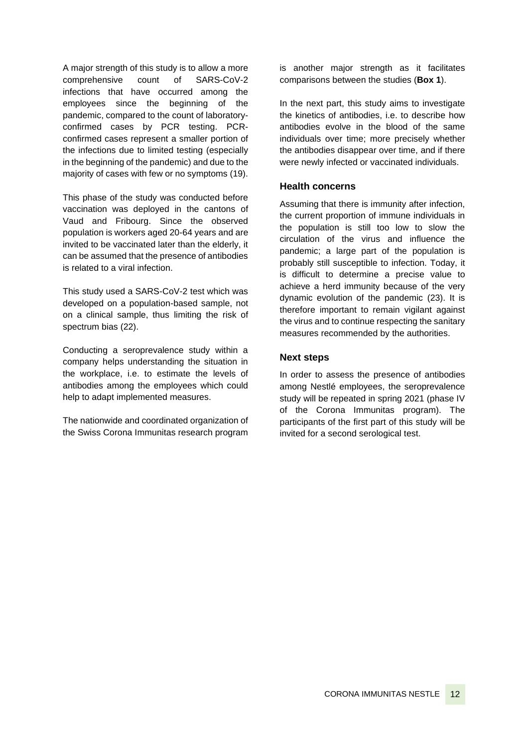A major strength of this study is to allow a more comprehensive count of SARS-CoV-2 infections that have occurred among the employees since the beginning of the pandemic, compared to the count of laboratory-confirmed cases by PCR testing. PCR-confirmed cases represent a smaller portion of the infections due to limited testing (especially in the beginning of the pandemic) and due to the majority of cases with few or no symptoms (19).

This phase of the study was conducted before vaccination was deployed in the cantons of Vaud and Fribourg. Since the observed population is workers aged 20-64 years and are invited to be vaccinated later than the elderly, it can be assumed that the presence of antibodies is related to a viral infection.

This study used a SARS-CoV-2 test which was developed on a population-based sample, not on a clinical sample, thus limiting the risk of spectrum bias (22).

Conducting a seroprevalence study within a company helps understanding the situation in the workplace, i.e. to estimate the levels of antibodies among the employees which could help to adapt implemented measures.

The nationwide and coordinated organization of the Swiss Corona Immunitas research program is another major strength as it facilitates comparisons between the studies (**Box 1**).

In the next part, this study aims to investigate the kinetics of antibodies, i.e. to describe how antibodies evolve in the blood of the same individuals over time; more precisely whether the antibodies disappear over time, and if there were newly infected or vaccinated individuals.

### Health concerns

Assuming that there is immunity after infection, the current proportion of immune individuals in the population is still too low to slow the circulation of the virus and influence the pandemic; a large part of the population is probably still susceptible to infection. Today, it is difficult to determine a precise value to achieve a herd immunity because of the very dynamic evolution of the pandemic (23). It is therefore important to remain vigilant against the virus and to continue respecting the sanitary measures recommended by the authorities.

### Next steps

In order to assess the presence of antibodies among Nestlé employees, the seroprevalence study will be repeated in spring 2021 (phase IV of the Corona Immunitas program). The participants of the first part of this study will be invited for a second serological test.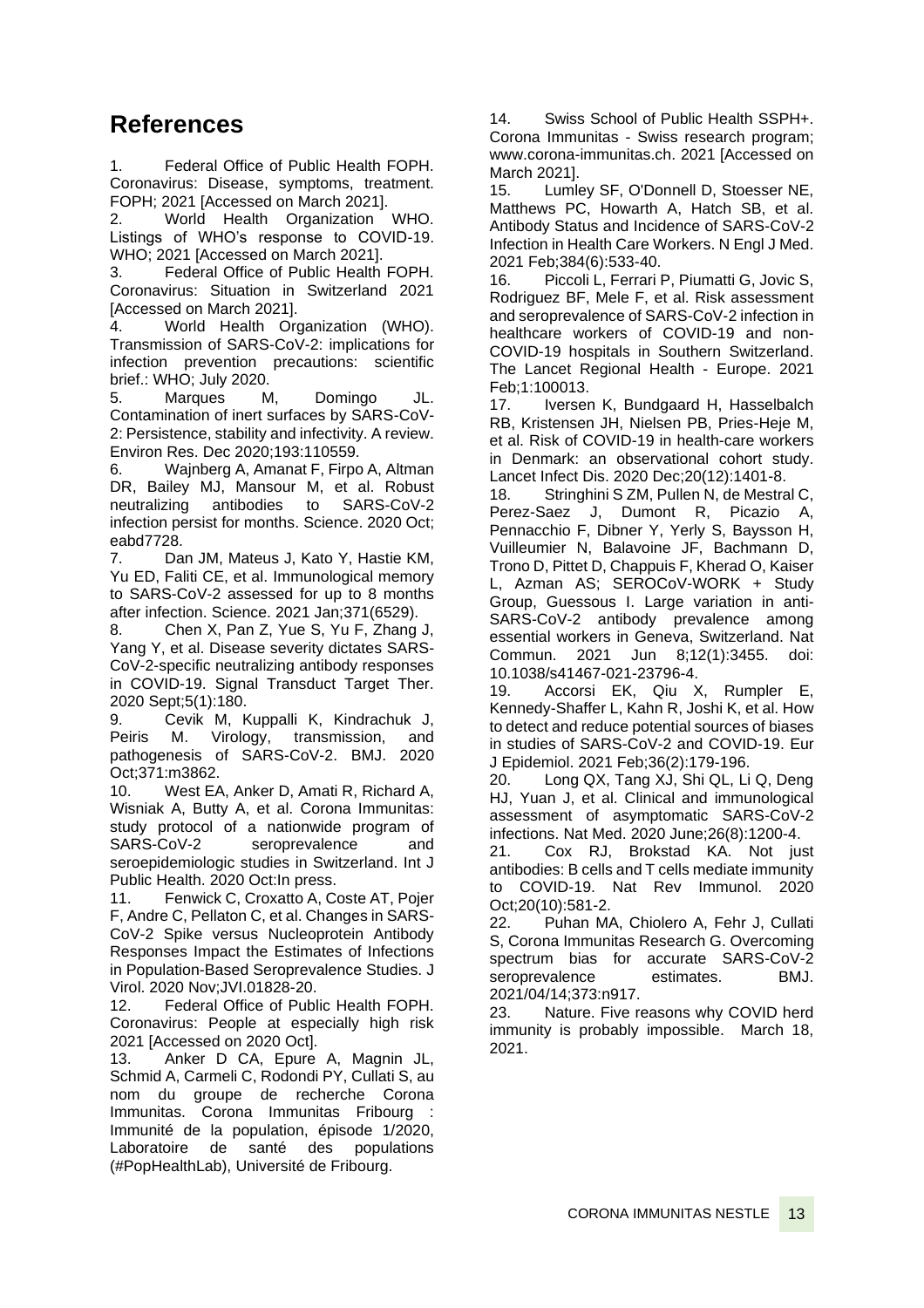## References

1. Federal Office of Public Health FOPH. Coronavirus: Disease, symptoms, treatment. FOPH; 2021 [Accessed on March 2021].
2. World Health Organization WHO. Listings of WHO's response to COVID-19. WHO; 2021 [Accessed on March 2021].
3. Federal Office of Public Health FOPH. Coronavirus: Situation in Switzerland 2021 [Accessed on March 2021].
4. World Health Organization (WHO). Transmission of SARS-CoV-2: implications for infection prevention precautions: scientific brief.: WHO; July 2020.
5. Marques M, Domingo JL. Contamination of inert surfaces by SARS-CoV-2: Persistence, stability and infectivity. A review. Environ Res. Dec 2020;193:110559.
6. Wajnberg A, Amanat F, Firpo A, Altman DR, Bailey MJ, Mansour M, et al. Robust neutralizing antibodies to SARS-CoV-2 infection persist for months. Science. 2020 Oct; eabd7728.
7. Dan JM, Mateus J, Kato Y, Hastie KM, Yu ED, Faliti CE, et al. Immunological memory to SARS-CoV-2 assessed for up to 8 months after infection. Science. 2021 Jan;371(6529).
8. Chen X, Pan Z, Yue S, Yu F, Zhang J, Yang Y, et al. Disease severity dictates SARS-CoV-2-specific neutralizing antibody responses in COVID-19. Signal Transduct Target Ther. 2020 Sept;5(1):180.
9. Cevik M, Kuppalli K, Kindrachuk J, Peiris M. Virology, transmission, and pathogenesis of SARS-CoV-2. BMJ. 2020 Oct;371:m3862.
10. West EA, Anker D, Amati R, Richard A, Wisniak A, Butty A, et al. Corona Immunitas: study protocol of a nationwide program of SARS-CoV-2 seroprevalence and seroepidemiologic studies in Switzerland. Int J Public Health. 2020 Oct:In press.
11. Fenwick C, Croxatto A, Coste AT, Pojer F, Andre C, Pellaton C, et al. Changes in SARS-CoV-2 Spike versus Nucleoprotein Antibody Responses Impact the Estimates of Infections in Population-Based Seroprevalence Studies. J Virol. 2020 Nov;JVI.01828-20.
12. Federal Office of Public Health FOPH. Coronavirus: People at especially high risk 2021 [Accessed on 2020 Oct].
13. Anker D CA, Epure A, Magnin JL, Schmid A, Carmeli C, Rodondi PY, Cullati S, au nom du groupe de recherche Corona Immunitas. Corona Immunitas Fribourg : Immunité de la population, épisode 1/2020, Laboratoire de santé des populations (#PopHealthLab), Université de Fribourg.
14. Swiss School of Public Health SSPH+. Corona Immunitas - Swiss research program; www.corona-immunitas.ch. 2021 [Accessed on March 2021].
15. Lumley SF, O'Donnell D, Stoesser NE, Matthews PC, Howarth A, Hatch SB, et al. Antibody Status and Incidence of SARS-CoV-2 Infection in Health Care Workers. N Engl J Med. 2021 Feb;384(6):533-40.
16. Piccoli L, Ferrari P, Piumatti G, Jovic S, Rodriguez BF, Mele F, et al. Risk assessment and seroprevalence of SARS-CoV-2 infection in healthcare workers of COVID-19 and non-COVID-19 hospitals in Southern Switzerland. The Lancet Regional Health - Europe. 2021 Feb;1:100013.
17. Iversen K, Bundgaard H, Hasselbalch RB, Kristensen JH, Nielsen PB, Pries-Heje M, et al. Risk of COVID-19 in health-care workers in Denmark: an observational cohort study. Lancet Infect Dis. 2020 Dec;20(12):1401-8.
18. Stringhini S ZM, Pullen N, de Mestral C, Perez-Saez J, Dumont R, Picazio A, Pennacchio F, Dibner Y, Yerly S, Baysson H, Vuilleumier N, Balavoine JF, Bachmann D, Trono D, Pittet D, Chappuis F, Kherad O, Kaiser L, Azman AS; SEROCoV-WORK + Study Group, Guessous I. Large variation in anti-SARS-CoV-2 antibody prevalence among essential workers in Geneva, Switzerland. Nat Commun. 2021 Jun 8;12(1):3455. doi: 10.1038/s41467-021-23796-4.
19. Accorsi EK, Qiu X, Rumpler E, Kennedy-Shaffer L, Kahn R, Joshi K, et al. How to detect and reduce potential sources of biases in studies of SARS-CoV-2 and COVID-19. Eur J Epidemiol. 2021 Feb;36(2):179-196.
20. Long QX, Tang XJ, Shi QL, Li Q, Deng HJ, Yuan J, et al. Clinical and immunological assessment of asymptomatic SARS-CoV-2 infections. Nat Med. 2020 June;26(8):1200-4.
21. Cox RJ, Brokstad KA. Not just antibodies: B cells and T cells mediate immunity to COVID-19. Nat Rev Immunol. 2020 Oct;20(10):581-2.
22. Puhan MA, Chiolero A, Fehr J, Cullati S, Corona Immunitas Research G. Overcoming spectrum bias for accurate SARS-CoV-2 seroprevalence estimates. BMJ. 2021/04/14;373:n917.
23. Nature. Five reasons why COVID herd immunity is probably impossible. March 18, 2021.